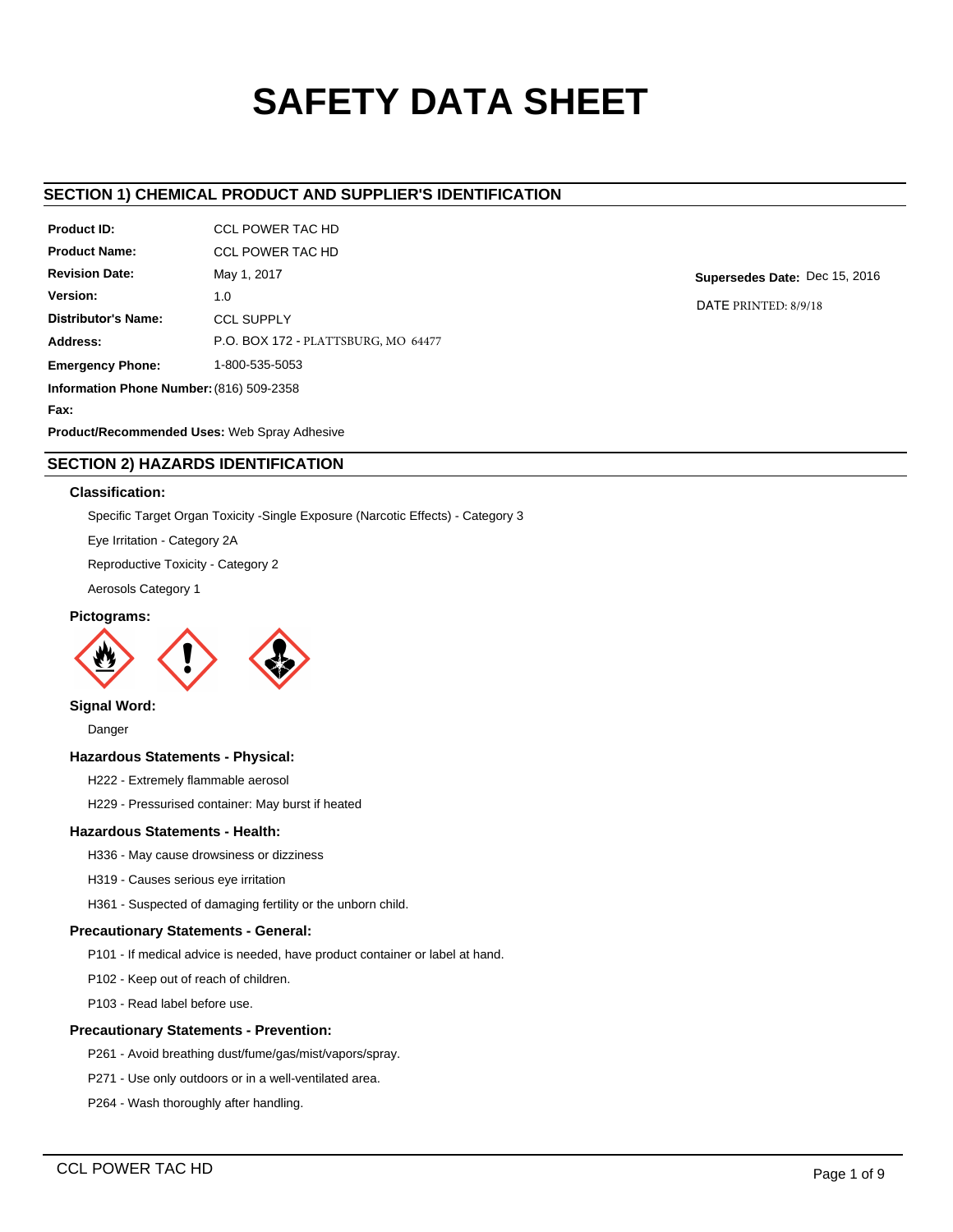# SAFETY DATA SHEET

## SECTION 1) CHEMICAL PRODUCT AND SUPPLIER'S IDENTIFICATION

**Product ID:** CCL POWER TAC HD

**Product Name:** CCL POWER TAC HD

**Revision Date:** May 1, 2017

**Supersedes Date:** Dec 15, 2016

**Version:** 1.0

DATE PRINTED: 8/9/18

**Distributor's Name:** CCL SUPPLY

**Address:** P.O. BOX 172 - PLATTSBURG, MO 64477

**Emergency Phone:** 1-800-535-5053

**Information Phone Number:** (816) 509-2358

**Fax:**

**Product/Recommended Uses:** Web Spray Adhesive

## SECTION 2) HAZARDS IDENTIFICATION

### Classification:

Specific Target Organ Toxicity -Single Exposure (Narcotic Effects) - Category 3

Eye Irritation - Category 2A

Reproductive Toxicity - Category 2

Aerosols Category 1

### Pictograms:

### Signal Word:

Danger

### Hazardous Statements - Physical:

H222 - Extremely flammable aerosol

H229 - Pressurised container: May burst if heated

### Hazardous Statements - Health:

H336 - May cause drowsiness or dizziness

H319 - Causes serious eye irritation

H361 - Suspected of damaging fertility or the unborn child.

### Precautionary Statements - General:

P101 - If medical advice is needed, have product container or label at hand.

P102 - Keep out of reach of children.

P103 - Read label before use.

### Precautionary Statements - Prevention:

P261 - Avoid breathing dust/fume/gas/mist/vapors/spray.

P271 - Use only outdoors or in a well-ventilated area.

P264 - Wash thoroughly after handling.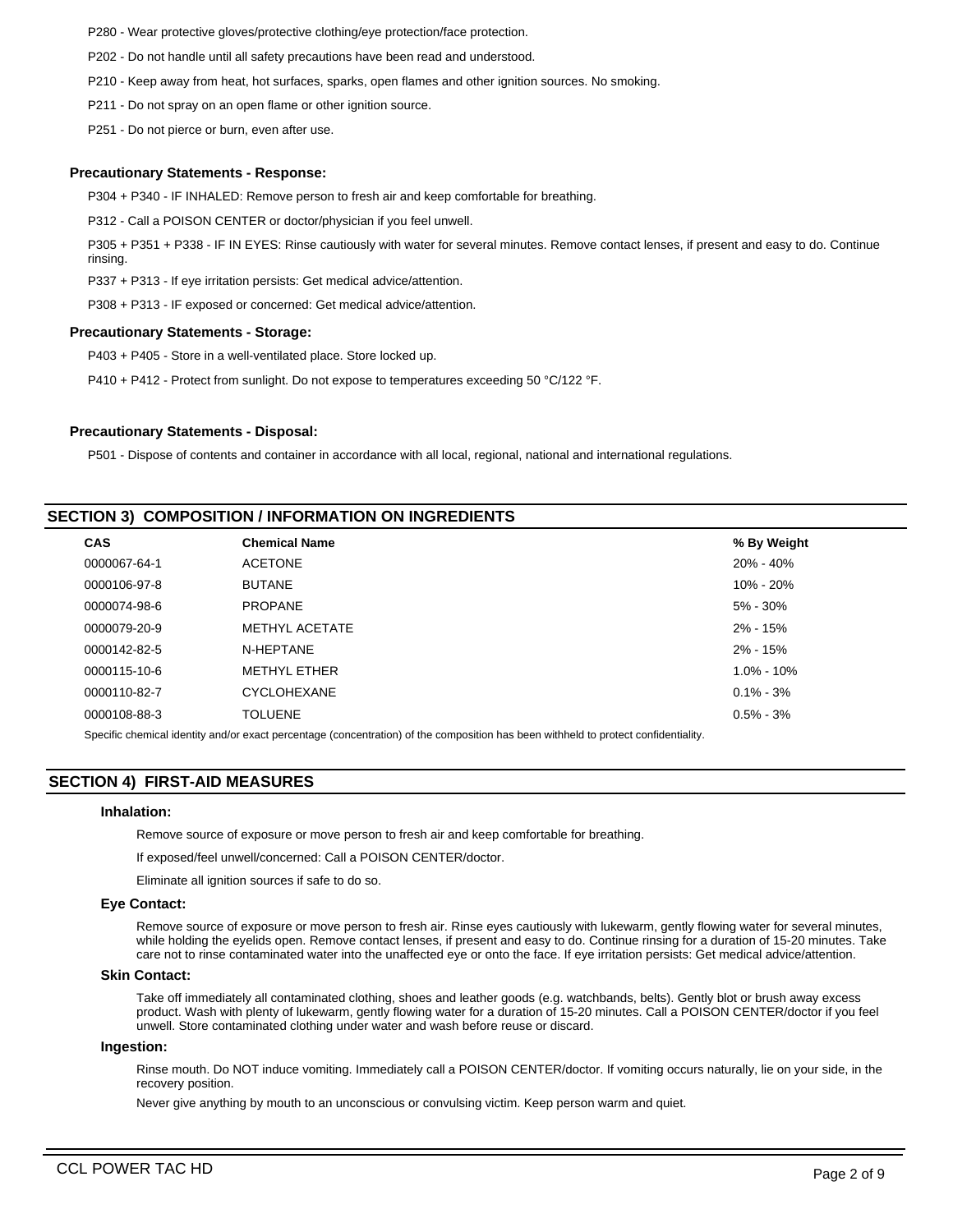P280 - Wear protective gloves/protective clothing/eye protection/face protection.

P202 - Do not handle until all safety precautions have been read and understood.

P210 - Keep away from heat, hot surfaces, sparks, open flames and other ignition sources. No smoking.

P211 - Do not spray on an open flame or other ignition source.

P251 - Do not pierce or burn, even after use.

**Precautionary Statements - Response:**

P304 + P340 - IF INHALED: Remove person to fresh air and keep comfortable for breathing.

P312 - Call a POISON CENTER or doctor/physician if you feel unwell.

P305 + P351 + P338 - IF IN EYES: Rinse cautiously with water for several minutes. Remove contact lenses, if present and easy to do. Continue rinsing.

P337 + P313 - If eye irritation persists: Get medical advice/attention.

P308 + P313 - IF exposed or concerned: Get medical advice/attention.

**Precautionary Statements - Storage:**

P403 + P405 - Store in a well-ventilated place. Store locked up.

P410 + P412 - Protect from sunlight. Do not expose to temperatures exceeding 50 °C/122 °F.

**Precautionary Statements - Disposal:**

P501 - Dispose of contents and container in accordance with all local, regional, national and international regulations.

## SECTION 3) COMPOSITION / INFORMATION ON INGREDIENTS

| CAS | Chemical Name | % By Weight |
|---|---|---|
| 0000067-64-1 | ACETONE | 20% - 40% |
| 0000106-97-8 | BUTANE | 10% - 20% |
| 0000074-98-6 | PROPANE | 5% - 30% |
| 0000079-20-9 | METHYL ACETATE | 2% - 15% |
| 0000142-82-5 | N-HEPTANE | 2% - 15% |
| 0000115-10-6 | METHYL ETHER | 1.0% - 10% |
| 0000110-82-7 | CYCLOHEXANE | 0.1% - 3% |
| 0000108-88-3 | TOLUENE | 0.5% - 3% |

Specific chemical identity and/or exact percentage (concentration) of the composition has been withheld to protect confidentiality.

## SECTION 4) FIRST-AID MEASURES

### Inhalation:

Remove source of exposure or move person to fresh air and keep comfortable for breathing.

If exposed/feel unwell/concerned: Call a POISON CENTER/doctor.

Eliminate all ignition sources if safe to do so.

### Eye Contact:

Remove source of exposure or move person to fresh air. Rinse eyes cautiously with lukewarm, gently flowing water for several minutes, while holding the eyelids open. Remove contact lenses, if present and easy to do. Continue rinsing for a duration of 15-20 minutes. Take care not to rinse contaminated water into the unaffected eye or onto the face. If eye irritation persists: Get medical advice/attention.

### Skin Contact:

Take off immediately all contaminated clothing, shoes and leather goods (e.g. watchbands, belts). Gently blot or brush away excess product. Wash with plenty of lukewarm, gently flowing water for a duration of 15-20 minutes. Call a POISON CENTER/doctor if you feel unwell. Store contaminated clothing under water and wash before reuse or discard.

### Ingestion:

Rinse mouth. Do NOT induce vomiting. Immediately call a POISON CENTER/doctor. If vomiting occurs naturally, lie on your side, in the recovery position.

Never give anything by mouth to an unconscious or convulsing victim. Keep person warm and quiet.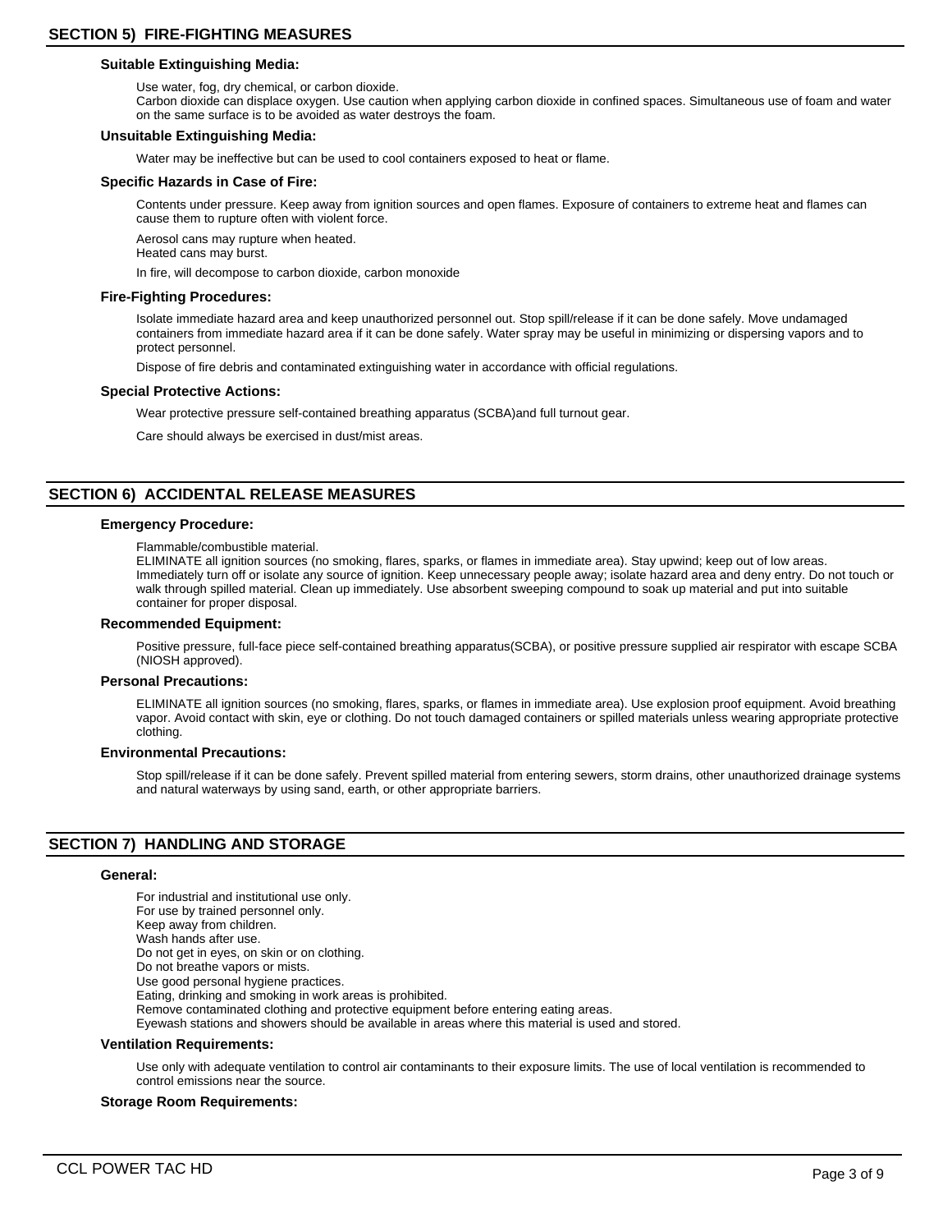## SECTION 5) FIRE-FIGHTING MEASURES

### Suitable Extinguishing Media:

Use water, fog, dry chemical, or carbon dioxide.
Carbon dioxide can displace oxygen. Use caution when applying carbon dioxide in confined spaces. Simultaneous use of foam and water on the same surface is to be avoided as water destroys the foam.

### Unsuitable Extinguishing Media:

Water may be ineffective but can be used to cool containers exposed to heat or flame.

### Specific Hazards in Case of Fire:

Contents under pressure. Keep away from ignition sources and open flames. Exposure of containers to extreme heat and flames can cause them to rupture often with violent force.

Aerosol cans may rupture when heated.
Heated cans may burst.

In fire, will decompose to carbon dioxide, carbon monoxide

### Fire-Fighting Procedures:

Isolate immediate hazard area and keep unauthorized personnel out. Stop spill/release if it can be done safely. Move undamaged containers from immediate hazard area if it can be done safely. Water spray may be useful in minimizing or dispersing vapors and to protect personnel.

Dispose of fire debris and contaminated extinguishing water in accordance with official regulations.

### Special Protective Actions:

Wear protective pressure self-contained breathing apparatus (SCBA)and full turnout gear.

Care should always be exercised in dust/mist areas.

## SECTION 6) ACCIDENTAL RELEASE MEASURES

### Emergency Procedure:

Flammable/combustible material.
ELIMINATE all ignition sources (no smoking, flares, sparks, or flames in immediate area). Stay upwind; keep out of low areas. Immediately turn off or isolate any source of ignition. Keep unnecessary people away; isolate hazard area and deny entry. Do not touch or walk through spilled material. Clean up immediately. Use absorbent sweeping compound to soak up material and put into suitable container for proper disposal.

### Recommended Equipment:

Positive pressure, full-face piece self-contained breathing apparatus(SCBA), or positive pressure supplied air respirator with escape SCBA (NIOSH approved).

### Personal Precautions:

ELIMINATE all ignition sources (no smoking, flares, sparks, or flames in immediate area). Use explosion proof equipment. Avoid breathing vapor. Avoid contact with skin, eye or clothing. Do not touch damaged containers or spilled materials unless wearing appropriate protective clothing.

### Environmental Precautions:

Stop spill/release if it can be done safely. Prevent spilled material from entering sewers, storm drains, other unauthorized drainage systems and natural waterways by using sand, earth, or other appropriate barriers.

## SECTION 7) HANDLING AND STORAGE

### General:

For industrial and institutional use only.
For use by trained personnel only.
Keep away from children.
Wash hands after use.
Do not get in eyes, on skin or on clothing.
Do not breathe vapors or mists.
Use good personal hygiene practices.
Eating, drinking and smoking in work areas is prohibited.
Remove contaminated clothing and protective equipment before entering eating areas.
Eyewash stations and showers should be available in areas where this material is used and stored.

### Ventilation Requirements:

Use only with adequate ventilation to control air contaminants to their exposure limits. The use of local ventilation is recommended to control emissions near the source.

### Storage Room Requirements: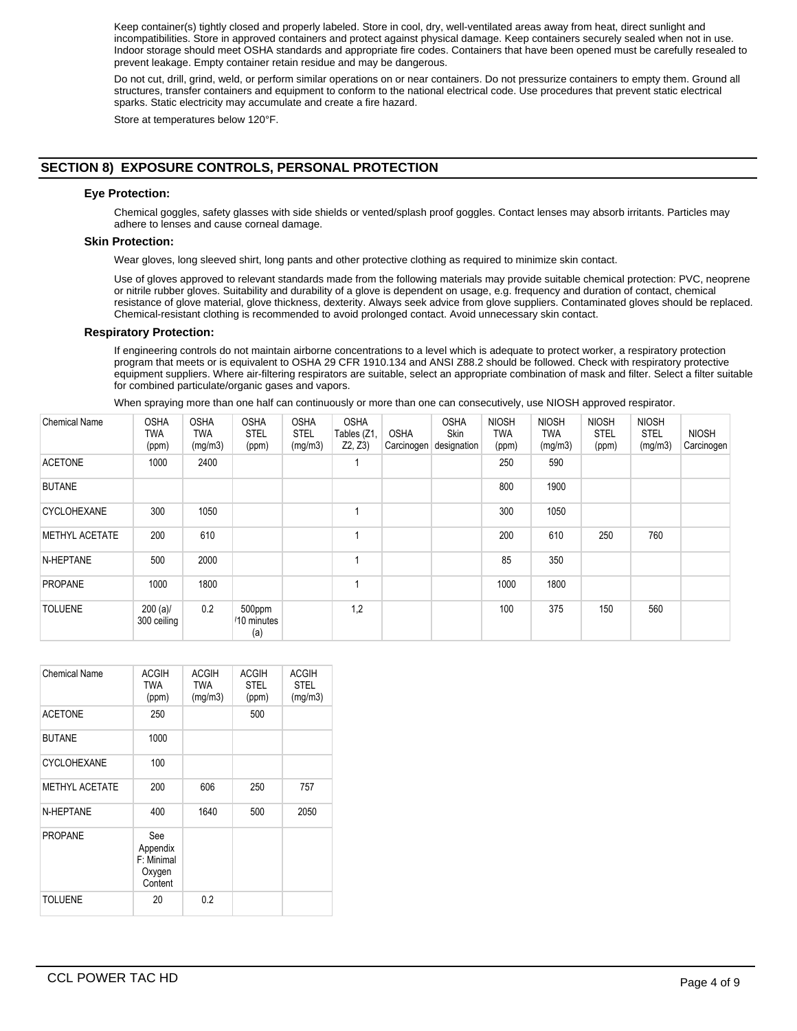Keep container(s) tightly closed and properly labeled. Store in cool, dry, well-ventilated areas away from heat, direct sunlight and incompatibilities. Store in approved containers and protect against physical damage. Keep containers securely sealed when not in use. Indoor storage should meet OSHA standards and appropriate fire codes. Containers that have been opened must be carefully resealed to prevent leakage. Empty container retain residue and may be dangerous.

Do not cut, drill, grind, weld, or perform similar operations on or near containers. Do not pressurize containers to empty them. Ground all structures, transfer containers and equipment to conform to the national electrical code. Use procedures that prevent static electrical sparks. Static electricity may accumulate and create a fire hazard.

Store at temperatures below 120°F.

## SECTION 8) EXPOSURE CONTROLS, PERSONAL PROTECTION

### Eye Protection:

Chemical goggles, safety glasses with side shields or vented/splash proof goggles. Contact lenses may absorb irritants. Particles may adhere to lenses and cause corneal damage.

### Skin Protection:

Wear gloves, long sleeved shirt, long pants and other protective clothing as required to minimize skin contact.

Use of gloves approved to relevant standards made from the following materials may provide suitable chemical protection: PVC, neoprene or nitrile rubber gloves. Suitability and durability of a glove is dependent on usage, e.g. frequency and duration of contact, chemical resistance of glove material, glove thickness, dexterity. Always seek advice from glove suppliers. Contaminated gloves should be replaced. Chemical-resistant clothing is recommended to avoid prolonged contact. Avoid unnecessary skin contact.

### Respiratory Protection:

If engineering controls do not maintain airborne concentrations to a level which is adequate to protect worker, a respiratory protection program that meets or is equivalent to OSHA 29 CFR 1910.134 and ANSI Z88.2 should be followed. Check with respiratory protective equipment suppliers. Where air-filtering respirators are suitable, select an appropriate combination of mask and filter. Select a filter suitable for combined particulate/organic gases and vapors.

When spraying more than one half can continuously or more than one can consecutively, use NIOSH approved respirator.

| Chemical Name | OSHA TWA (ppm) | OSHA TWA (mg/m3) | OSHA STEL (ppm) | OSHA STEL (mg/m3) | OSHA Tables (Z1, Z2, Z3) | OSHA Carcinogen | OSHA Skin designation | NIOSH TWA (ppm) | NIOSH TWA (mg/m3) | NIOSH STEL (ppm) | NIOSH STEL (mg/m3) | NIOSH Carcinogen |
|---|---|---|---|---|---|---|---|---|---|---|---|---|
| ACETONE | 1000 | 2400 | | | 1 | | | 250 | 590 | | | |
| BUTANE | | | | | | | | 800 | 1900 | | | |
| CYCLOHEXANE | 300 | 1050 | | | 1 | | | 300 | 1050 | | | |
| METHYL ACETATE | 200 | 610 | | | 1 | | | 200 | 610 | 250 | 760 | |
| N-HEPTANE | 500 | 2000 | | | 1 | | | 85 | 350 | | | |
| PROPANE | 1000 | 1800 | | | 1 | | | 1000 | 1800 | | | |
| TOLUENE | 200 (a)/ 300 ceiling | 0.2 | 500ppm /10 minutes (a) | | 1,2 | | | 100 | 375 | 150 | 560 | |

| Chemical Name | ACGIH TWA (ppm) | ACGIH TWA (mg/m3) | ACGIH STEL (ppm) | ACGIH STEL (mg/m3) |
|---|---|---|---|---|
| ACETONE | 250 | | 500 | |
| BUTANE | 1000 | | | |
| CYCLOHEXANE | 100 | | | |
| METHYL ACETATE | 200 | 606 | 250 | 757 |
| N-HEPTANE | 400 | 1640 | 500 | 2050 |
| PROPANE | See Appendix F: Minimal Oxygen Content | | | |
| TOLUENE | 20 | 0.2 | | |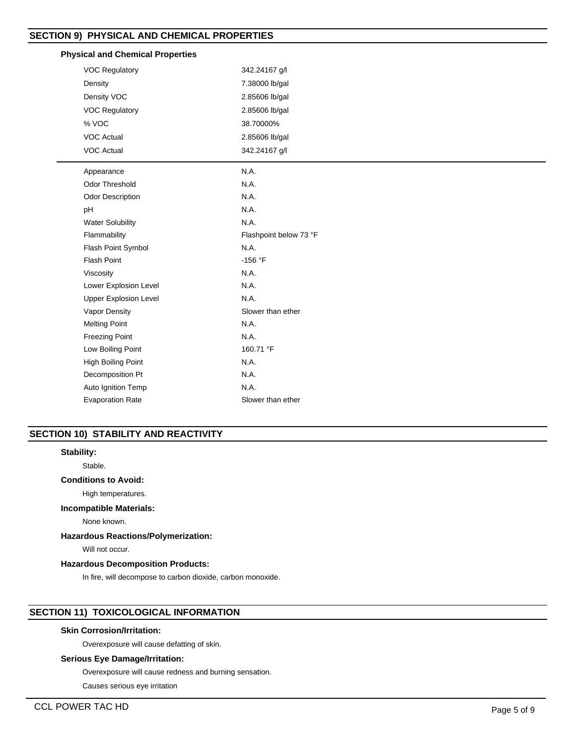## SECTION 9) PHYSICAL AND CHEMICAL PROPERTIES

### Physical and Chemical Properties

| | |
|---|---|
| VOC Regulatory | 342.24167 g/l |
| Density | 7.38000 lb/gal |
| Density VOC | 2.85606 lb/gal |
| VOC Regulatory | 2.85606 lb/gal |
| % VOC | 38.70000% |
| VOC Actual | 2.85606 lb/gal |
| VOC Actual | 342.24167 g/l |

| | |
|---|---|
| Appearance | N.A. |
| Odor Threshold | N.A. |
| Odor Description | N.A. |
| pH | N.A. |
| Water Solubility | N.A. |
| Flammability | Flashpoint below 73 °F |
| Flash Point Symbol | N.A. |
| Flash Point | -156 °F |
| Viscosity | N.A. |
| Lower Explosion Level | N.A. |
| Upper Explosion Level | N.A. |
| Vapor Density | Slower than ether |
| Melting Point | N.A. |
| Freezing Point | N.A. |
| Low Boiling Point | 160.71 °F |
| High Boiling Point | N.A. |
| Decomposition Pt | N.A. |
| Auto Ignition Temp | N.A. |
| Evaporation Rate | Slower than ether |

## SECTION 10) STABILITY AND REACTIVITY

**Stability:**

Stable.

**Conditions to Avoid:**

High temperatures.

**Incompatible Materials:**

None known.

**Hazardous Reactions/Polymerization:**

Will not occur.

**Hazardous Decomposition Products:**

In fire, will decompose to carbon dioxide, carbon monoxide.

## SECTION 11) TOXICOLOGICAL INFORMATION

**Skin Corrosion/Irritation:**

Overexposure will cause defatting of skin.

**Serious Eye Damage/Irritation:**

Overexposure will cause redness and burning sensation.

Causes serious eye irritation

CCL POWER TAC HD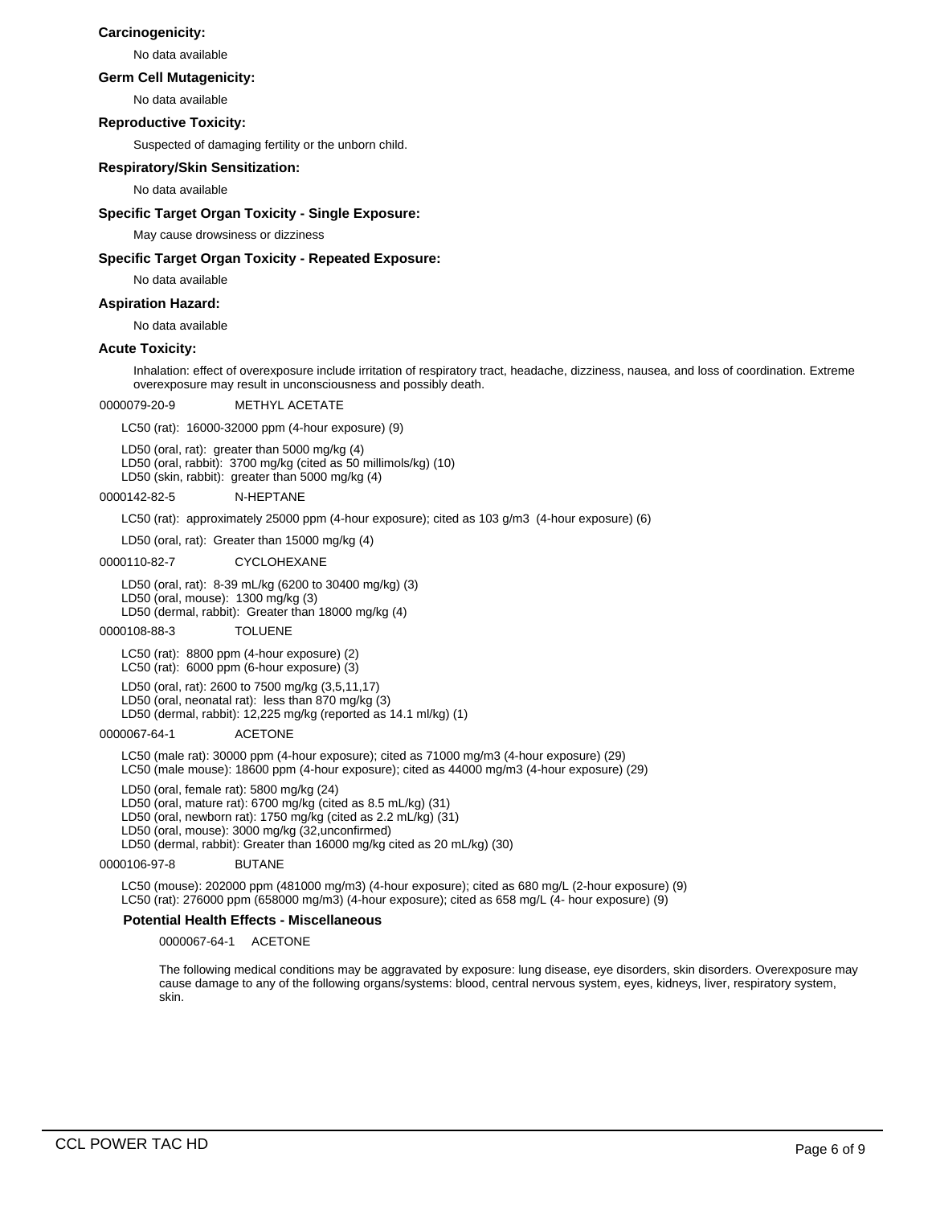**Carcinogenicity:**

No data available

**Germ Cell Mutagenicity:**

No data available

**Reproductive Toxicity:**

Suspected of damaging fertility or the unborn child.

**Respiratory/Skin Sensitization:**

No data available

**Specific Target Organ Toxicity - Single Exposure:**

May cause drowsiness or dizziness

**Specific Target Organ Toxicity - Repeated Exposure:**

No data available

**Aspiration Hazard:**

No data available

**Acute Toxicity:**

Inhalation: effect of overexposure include irritation of respiratory tract, headache, dizziness, nausea, and loss of coordination. Extreme overexposure may result in unconsciousness and possibly death.

0000079-20-9 METHYL ACETATE

LC50 (rat): 16000-32000 ppm (4-hour exposure) (9)

LD50 (oral, rat): greater than 5000 mg/kg (4)
LD50 (oral, rabbit): 3700 mg/kg (cited as 50 millimols/kg) (10)
LD50 (skin, rabbit): greater than 5000 mg/kg (4)

0000142-82-5 N-HEPTANE

LC50 (rat): approximately 25000 ppm (4-hour exposure); cited as 103 g/m3 (4-hour exposure) (6)

LD50 (oral, rat): Greater than 15000 mg/kg (4)

0000110-82-7 CYCLOHEXANE

LD50 (oral, rat): 8-39 mL/kg (6200 to 30400 mg/kg) (3)
LD50 (oral, mouse): 1300 mg/kg (3)
LD50 (dermal, rabbit): Greater than 18000 mg/kg (4)

0000108-88-3 TOLUENE

LC50 (rat): 8800 ppm (4-hour exposure) (2)
LC50 (rat): 6000 ppm (6-hour exposure) (3)

LD50 (oral, rat): 2600 to 7500 mg/kg (3,5,11,17)
LD50 (oral, neonatal rat): less than 870 mg/kg (3)
LD50 (dermal, rabbit): 12,225 mg/kg (reported as 14.1 ml/kg) (1)

0000067-64-1 ACETONE

LC50 (male rat): 30000 ppm (4-hour exposure); cited as 71000 mg/m3 (4-hour exposure) (29)
LC50 (male mouse): 18600 ppm (4-hour exposure); cited as 44000 mg/m3 (4-hour exposure) (29)

LD50 (oral, female rat): 5800 mg/kg (24)
LD50 (oral, mature rat): 6700 mg/kg (cited as 8.5 mL/kg) (31)
LD50 (oral, newborn rat): 1750 mg/kg (cited as 2.2 mL/kg) (31)
LD50 (oral, mouse): 3000 mg/kg (32,unconfirmed)
LD50 (dermal, rabbit): Greater than 16000 mg/kg cited as 20 mL/kg) (30)

0000106-97-8 BUTANE

LC50 (mouse): 202000 ppm (481000 mg/m3) (4-hour exposure); cited as 680 mg/L (2-hour exposure) (9)
LC50 (rat): 276000 ppm (658000 mg/m3) (4-hour exposure); cited as 658 mg/L (4- hour exposure) (9)

**Potential Health Effects - Miscellaneous**

0000067-64-1 ACETONE

The following medical conditions may be aggravated by exposure: lung disease, eye disorders, skin disorders. Overexposure may cause damage to any of the following organs/systems: blood, central nervous system, eyes, kidneys, liver, respiratory system, skin.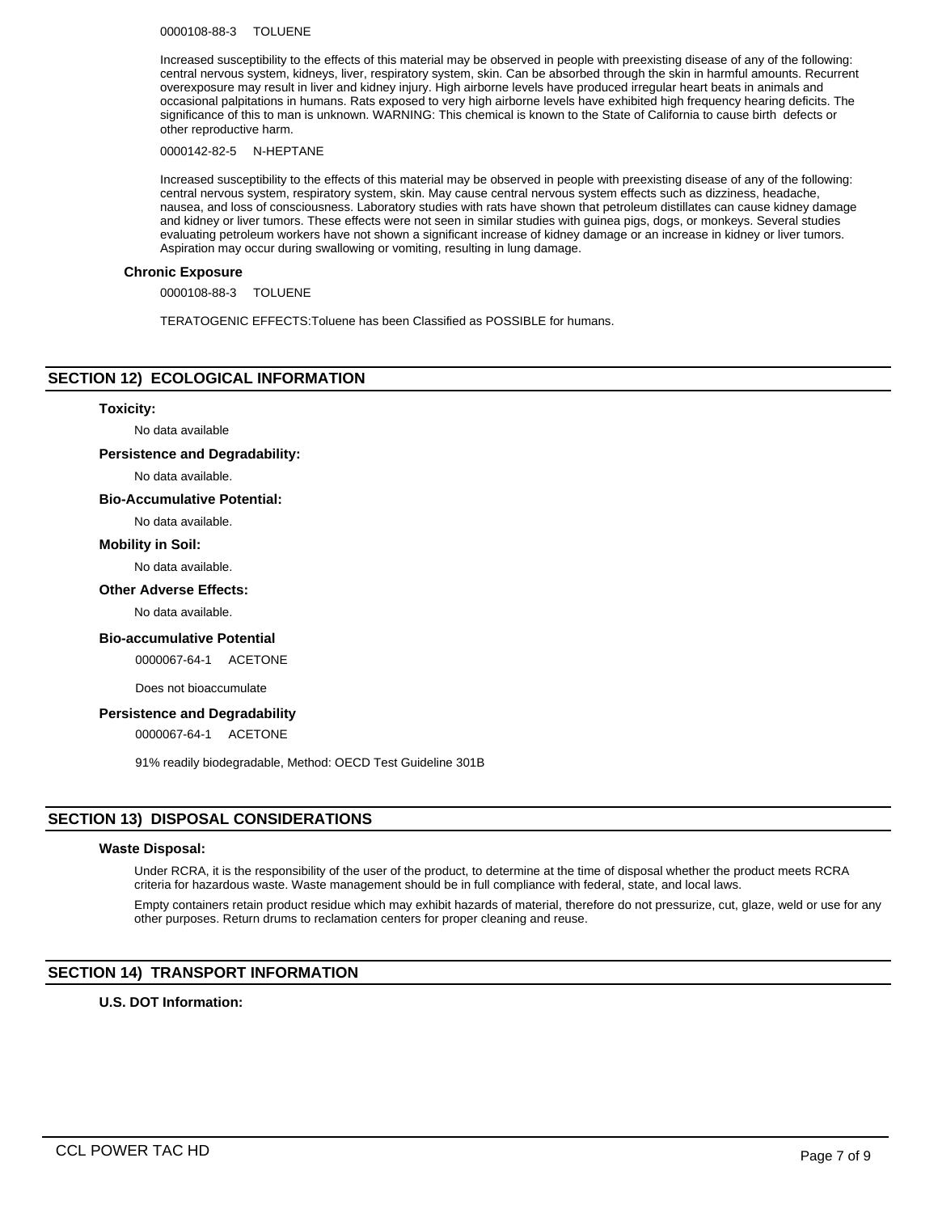0000108-88-3 TOLUENE

Increased susceptibility to the effects of this material may be observed in people with preexisting disease of any of the following: central nervous system, kidneys, liver, respiratory system, skin. Can be absorbed through the skin in harmful amounts. Recurrent overexposure may result in liver and kidney injury. High airborne levels have produced irregular heart beats in animals and occasional palpitations in humans. Rats exposed to very high airborne levels have exhibited high frequency hearing deficits. The significance of this to man is unknown. WARNING: This chemical is known to the State of California to cause birth defects or other reproductive harm.

0000142-82-5 N-HEPTANE

Increased susceptibility to the effects of this material may be observed in people with preexisting disease of any of the following: central nervous system, respiratory system, skin. May cause central nervous system effects such as dizziness, headache, nausea, and loss of consciousness. Laboratory studies with rats have shown that petroleum distillates can cause kidney damage and kidney or liver tumors. These effects were not seen in similar studies with guinea pigs, dogs, or monkeys. Several studies evaluating petroleum workers have not shown a significant increase of kidney damage or an increase in kidney or liver tumors. Aspiration may occur during swallowing or vomiting, resulting in lung damage.

**Chronic Exposure**

0000108-88-3 TOLUENE

TERATOGENIC EFFECTS:Toluene has been Classified as POSSIBLE for humans.

## SECTION 12) ECOLOGICAL INFORMATION

**Toxicity:**

No data available

**Persistence and Degradability:**

No data available.

**Bio-Accumulative Potential:**

No data available.

**Mobility in Soil:**

No data available.

**Other Adverse Effects:**

No data available.

**Bio-accumulative Potential**

0000067-64-1 ACETONE

Does not bioaccumulate

**Persistence and Degradability**

0000067-64-1 ACETONE

91% readily biodegradable, Method: OECD Test Guideline 301B

## SECTION 13) DISPOSAL CONSIDERATIONS

**Waste Disposal:**

Under RCRA, it is the responsibility of the user of the product, to determine at the time of disposal whether the product meets RCRA criteria for hazardous waste. Waste management should be in full compliance with federal, state, and local laws.

Empty containers retain product residue which may exhibit hazards of material, therefore do not pressurize, cut, glaze, weld or use for any other purposes. Return drums to reclamation centers for proper cleaning and reuse.

## SECTION 14) TRANSPORT INFORMATION

**U.S. DOT Information:**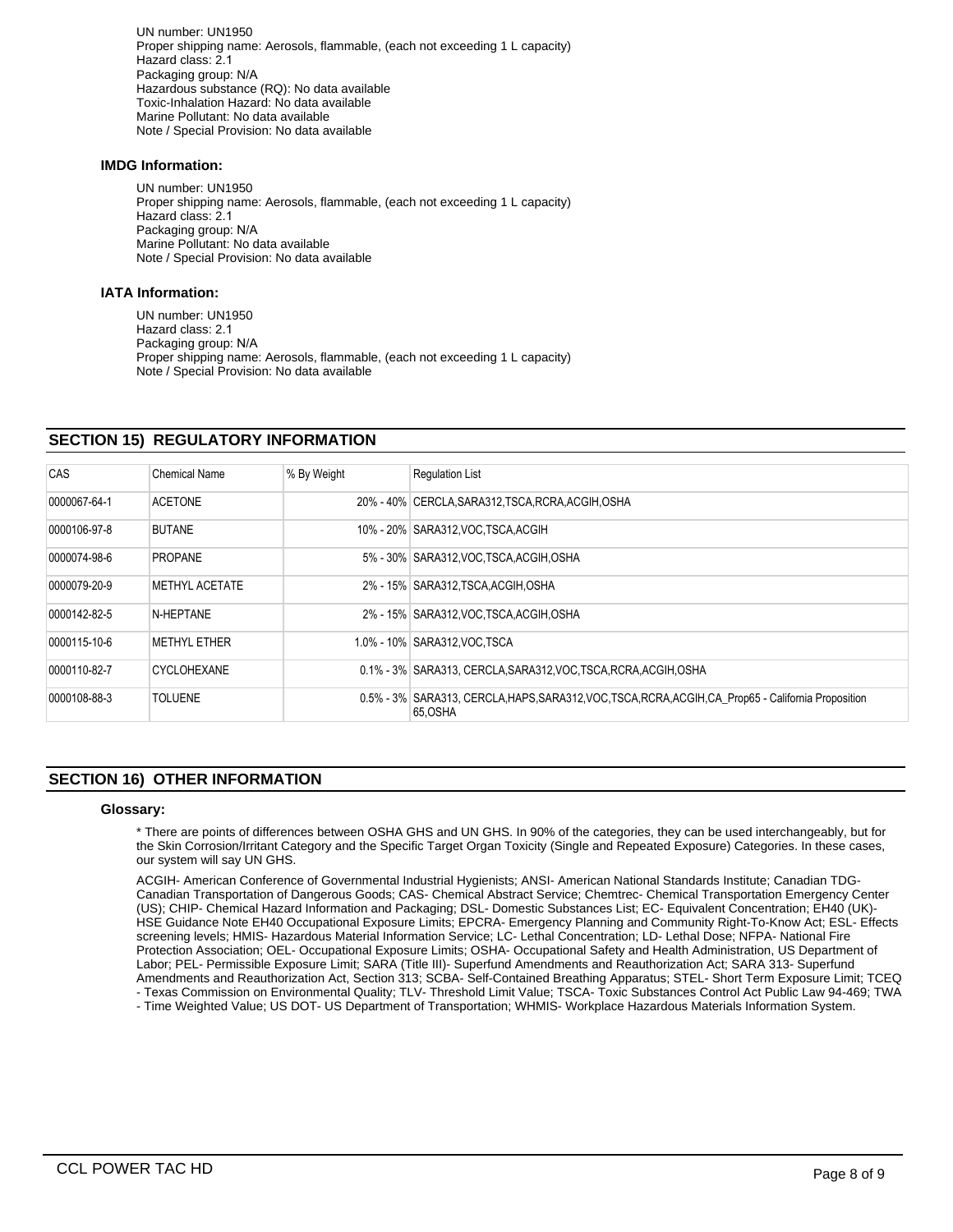UN number: UN1950
Proper shipping name: Aerosols, flammable, (each not exceeding 1 L capacity)
Hazard class: 2.1
Packaging group: N/A
Hazardous substance (RQ): No data available
Toxic-Inhalation Hazard: No data available
Marine Pollutant: No data available
Note / Special Provision: No data available

### IMDG Information:

UN number: UN1950
Proper shipping name: Aerosols, flammable, (each not exceeding 1 L capacity)
Hazard class: 2.1
Packaging group: N/A
Marine Pollutant: No data available
Note / Special Provision: No data available

### IATA Information:

UN number: UN1950
Hazard class: 2.1
Packaging group: N/A
Proper shipping name: Aerosols, flammable, (each not exceeding 1 L capacity)
Note / Special Provision: No data available

## SECTION 15) REGULATORY INFORMATION

| CAS | Chemical Name | % By Weight | Regulation List |
|---|---|---|---|
| 0000067-64-1 | ACETONE | 20% - 40% | CERCLA,SARA312,TSCA,RCRA,ACGIH,OSHA |
| 0000106-97-8 | BUTANE | 10% - 20% | SARA312,VOC,TSCA,ACGIH |
| 0000074-98-6 | PROPANE | 5% - 30% | SARA312,VOC,TSCA,ACGIH,OSHA |
| 0000079-20-9 | METHYL ACETATE | 2% - 15% | SARA312,TSCA,ACGIH,OSHA |
| 0000142-82-5 | N-HEPTANE | 2% - 15% | SARA312,VOC,TSCA,ACGIH,OSHA |
| 0000115-10-6 | METHYL ETHER | 1.0% - 10% | SARA312,VOC,TSCA |
| 0000110-82-7 | CYCLOHEXANE | 0.1% - 3% | SARA313, CERCLA,SARA312,VOC,TSCA,RCRA,ACGIH,OSHA |
| 0000108-88-3 | TOLUENE | 0.5% - 3% | SARA313, CERCLA,HAPS,SARA312,VOC,TSCA,RCRA,ACGIH,CA_Prop65 - California Proposition 65,OSHA |

## SECTION 16) OTHER INFORMATION

### Glossary:

* There are points of differences between OSHA GHS and UN GHS. In 90% of the categories, they can be used interchangeably, but for the Skin Corrosion/Irritant Category and the Specific Target Organ Toxicity (Single and Repeated Exposure) Categories. In these cases, our system will say UN GHS.

ACGIH- American Conference of Governmental Industrial Hygienists; ANSI- American National Standards Institute; Canadian TDG- Canadian Transportation of Dangerous Goods; CAS- Chemical Abstract Service; Chemtrec- Chemical Transportation Emergency Center (US); CHIP- Chemical Hazard Information and Packaging; DSL- Domestic Substances List; EC- Equivalent Concentration; EH40 (UK)- HSE Guidance Note EH40 Occupational Exposure Limits; EPCRA- Emergency Planning and Community Right-To-Know Act; ESL- Effects screening levels; HMIS- Hazardous Material Information Service; LC- Lethal Concentration; LD- Lethal Dose; NFPA- National Fire Protection Association; OEL- Occupational Exposure Limits; OSHA- Occupational Safety and Health Administration, US Department of Labor; PEL- Permissible Exposure Limit; SARA (Title III)- Superfund Amendments and Reauthorization Act; SARA 313- Superfund Amendments and Reauthorization Act, Section 313; SCBA- Self-Contained Breathing Apparatus; STEL- Short Term Exposure Limit; TCEQ - Texas Commission on Environmental Quality; TLV- Threshold Limit Value; TSCA- Toxic Substances Control Act Public Law 94-469; TWA - Time Weighted Value; US DOT- US Department of Transportation; WHMIS- Workplace Hazardous Materials Information System.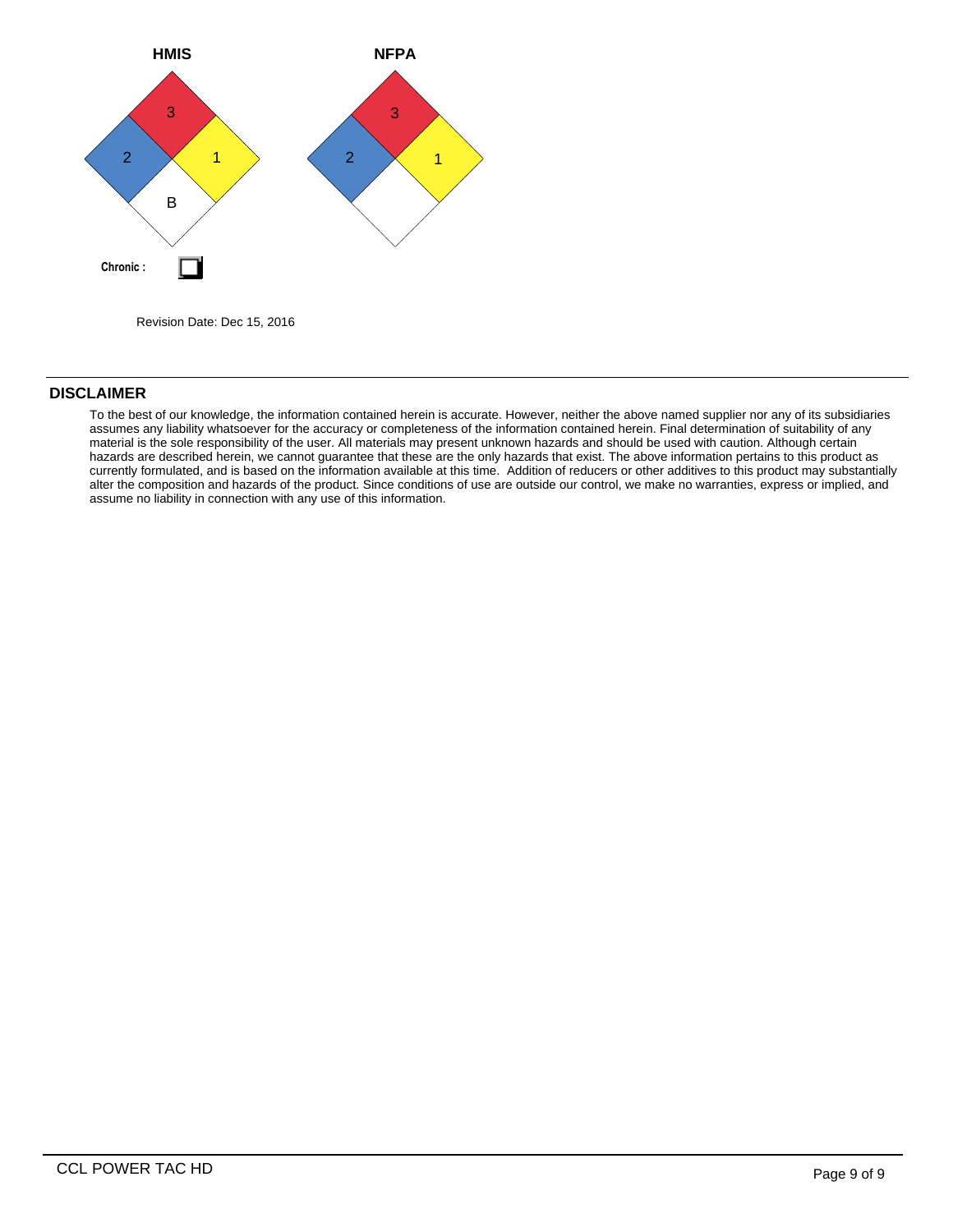HMIS

3

2

1

B

Chronic :

NFPA

3

2

1

Revision Date: Dec 15, 2016

## DISCLAIMER

To the best of our knowledge, the information contained herein is accurate. However, neither the above named supplier nor any of its subsidiaries assumes any liability whatsoever for the accuracy or completeness of the information contained herein. Final determination of suitability of any material is the sole responsibility of the user. All materials may present unknown hazards and should be used with caution. Although certain hazards are described herein, we cannot guarantee that these are the only hazards that exist. The above information pertains to this product as currently formulated, and is based on the information available at this time. Addition of reducers or other additives to this product may substantially alter the composition and hazards of the product. Since conditions of use are outside our control, we make no warranties, express or implied, and assume no liability in connection with any use of this information.